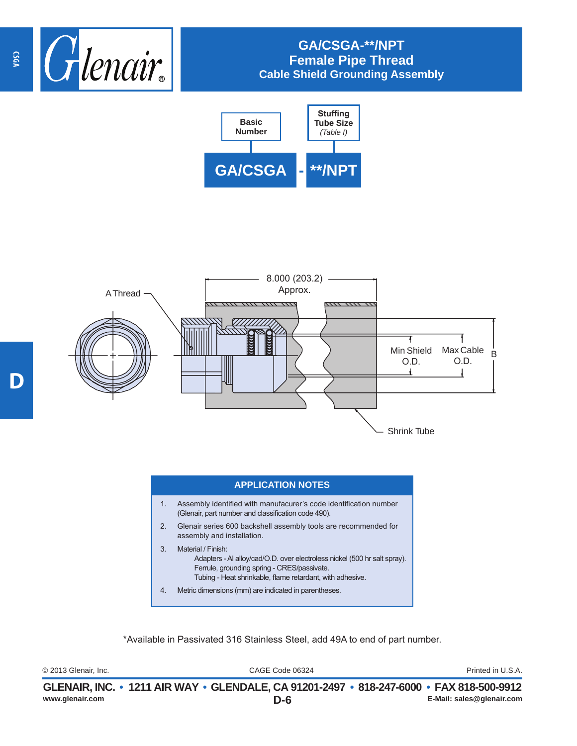# GA/CSGA-**/NPT
## Female Pipe Thread
### Cable Shield Grounding Assembly

| Basic Number | | Stuffing Tube Size *(Table I)* |
|---|---|---|
| **GA/CSGA** | - | **/NPT** |

A Thread

8.000 (203.2) Approx.

Min Shield O.D.

Max Cable O.D.

B

Shrink Tube

## APPLICATION NOTES

1. Assembly identified with manufacurer's code identification number (Glenair, part number and classification code 490).
2. Glenair series 600 backshell assembly tools are recommended for assembly and installation.
3. Material / Finish:
   Adapters - Al alloy/cad/O.D. over electroless nickel (500 hr salt spray).
   Ferrule, grounding spring - CRES/passivate.
   Tubing - Heat shrinkable, flame retardant, with adhesive.
4. Metric dimensions (mm) are indicated in parentheses.

*Available in Passivated 316 Stainless Steel, add 49A to end of part number.

© 2013 Glenair, Inc. CAGE Code 06324 Printed in U.S.A.

**GLENAIR, INC. • 1211 AIR WAY • GLENDALE, CA 91201-2497 • 818-247-6000 • FAX 818-500-9912**

www.glenair.com D-6 E-Mail: sales@glenair.com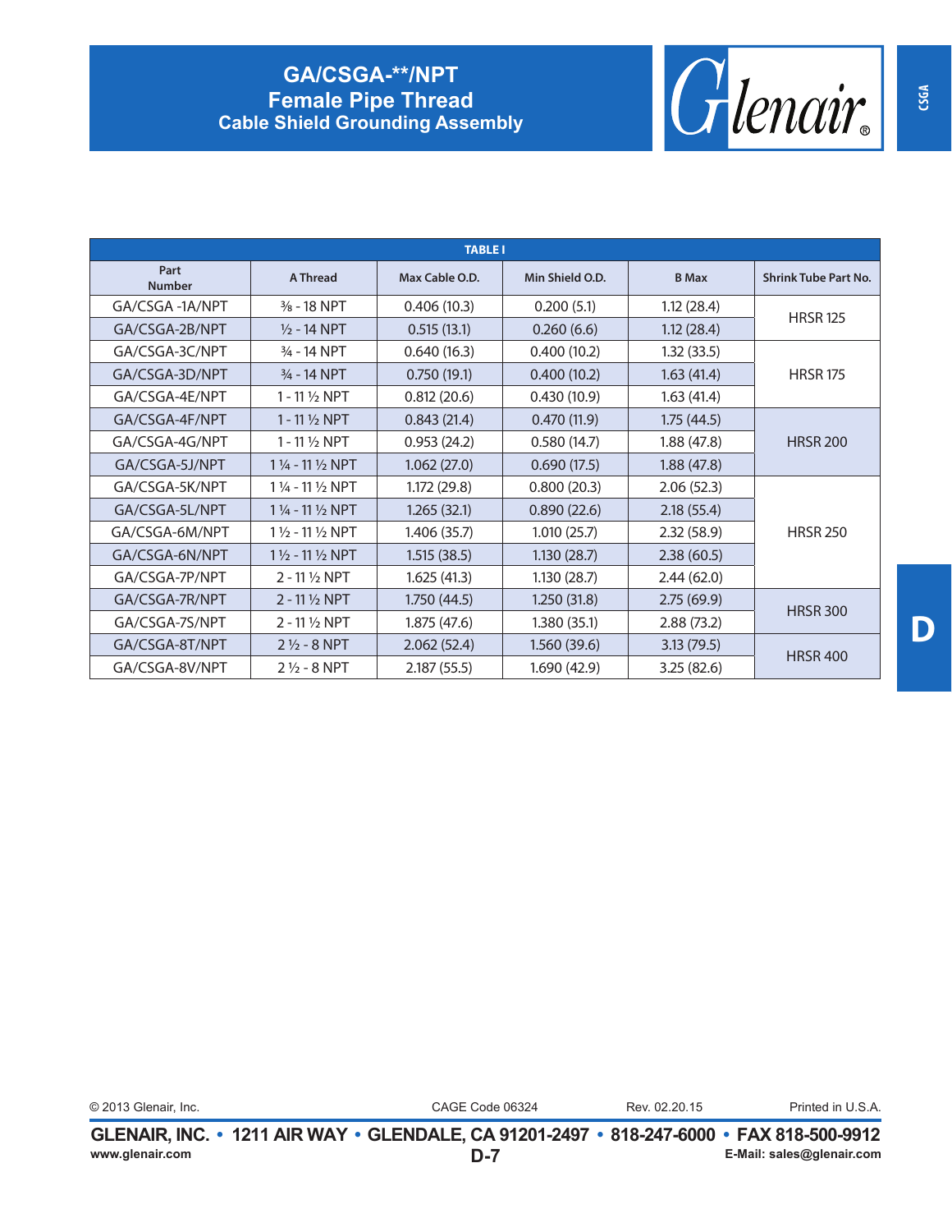# GA/CSGA-**/NPT
## Female Pipe Thread
### Cable Shield Grounding Assembly

**TABLE I**

| Part Number | A Thread | Max Cable O.D. | Min Shield O.D. | B Max | Shrink Tube Part No. |
|---|---|---|---|---|---|
| GA/CSGA -1A/NPT | ⅜ - 18 NPT | 0.406 (10.3) | 0.200 (5.1) | 1.12 (28.4) | HRSR 125 |
| GA/CSGA-2B/NPT | ½ - 14 NPT | 0.515 (13.1) | 0.260 (6.6) | 1.12 (28.4) | |
| GA/CSGA-3C/NPT | ¾ - 14 NPT | 0.640 (16.3) | 0.400 (10.2) | 1.32 (33.5) | HRSR 175 |
| GA/CSGA-3D/NPT | ¾ - 14 NPT | 0.750 (19.1) | 0.400 (10.2) | 1.63 (41.4) | |
| GA/CSGA-4E/NPT | 1 - 11 ½ NPT | 0.812 (20.6) | 0.430 (10.9) | 1.63 (41.4) | |
| GA/CSGA-4F/NPT | 1 - 11 ½ NPT | 0.843 (21.4) | 0.470 (11.9) | 1.75 (44.5) | HRSR 200 |
| GA/CSGA-4G/NPT | 1 - 11 ½ NPT | 0.953 (24.2) | 0.580 (14.7) | 1.88 (47.8) | |
| GA/CSGA-5J/NPT | 1 ¼ - 11 ½ NPT | 1.062 (27.0) | 0.690 (17.5) | 1.88 (47.8) | |
| GA/CSGA-5K/NPT | 1 ¼ - 11 ½ NPT | 1.172 (29.8) | 0.800 (20.3) | 2.06 (52.3) | HRSR 250 |
| GA/CSGA-5L/NPT | 1 ¼ - 11 ½ NPT | 1.265 (32.1) | 0.890 (22.6) | 2.18 (55.4) | |
| GA/CSGA-6M/NPT | 1 ½ - 11 ½ NPT | 1.406 (35.7) | 1.010 (25.7) | 2.32 (58.9) | |
| GA/CSGA-6N/NPT | 1 ½ - 11 ½ NPT | 1.515 (38.5) | 1.130 (28.7) | 2.38 (60.5) | |
| GA/CSGA-7P/NPT | 2 - 11 ½ NPT | 1.625 (41.3) | 1.130 (28.7) | 2.44 (62.0) | |
| GA/CSGA-7R/NPT | 2 - 11 ½ NPT | 1.750 (44.5) | 1.250 (31.8) | 2.75 (69.9) | HRSR 300 |
| GA/CSGA-7S/NPT | 2 - 11 ½ NPT | 1.875 (47.6) | 1.380 (35.1) | 2.88 (73.2) | |
| GA/CSGA-8T/NPT | 2 ½ - 8 NPT | 2.062 (52.4) | 1.560 (39.6) | 3.13 (79.5) | HRSR 400 |
| GA/CSGA-8V/NPT | 2 ½ - 8 NPT | 2.187 (55.5) | 1.690 (42.9) | 3.25 (82.6) | |

© 2013 Glenair, Inc. CAGE Code 06324 Rev. 02.20.15 Printed in U.S.A.

**GLENAIR, INC. • 1211 AIR WAY • GLENDALE, CA 91201-2497 • 818-247-6000 • FAX 818-500-9912**

www.glenair.com E-Mail: sales@glenair.com